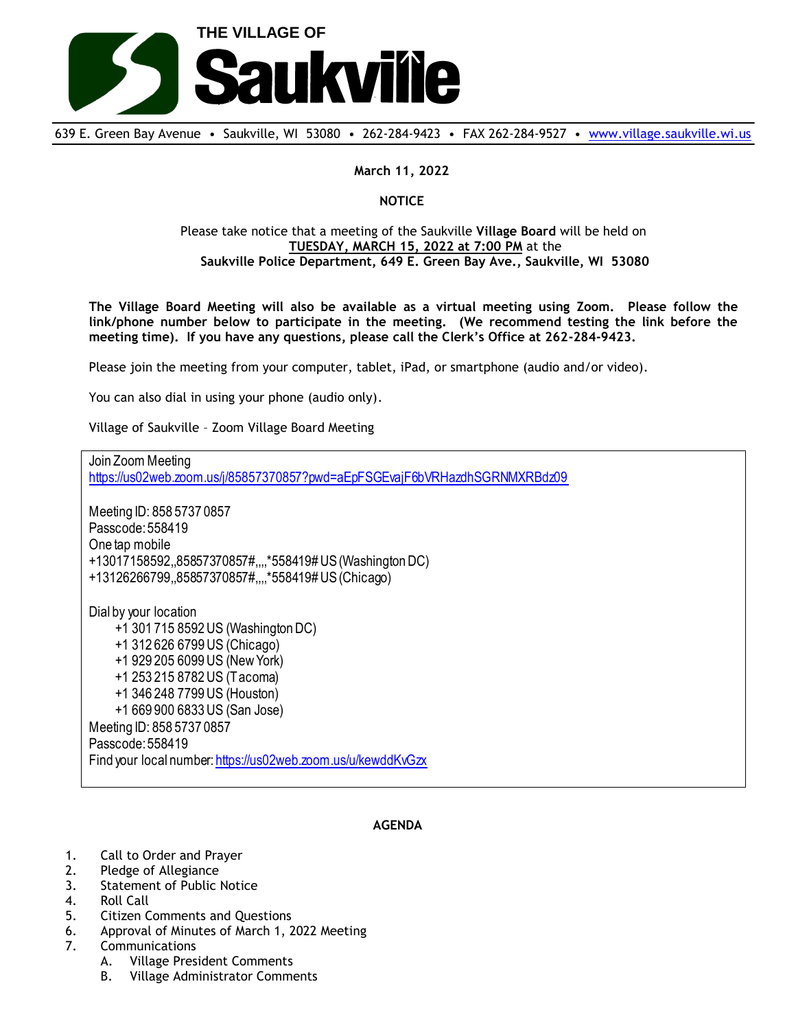# THE VILLAGE OF Saukville

639 E. Green Bay Avenue • Saukville, WI 53080 • 262-284-9423 • FAX 262-284-9527 • www.village.saukville.wi.us

**March 11, 2022**

**NOTICE**

Please take notice that a meeting of the Saukville **Village Board** will be held on **TUESDAY, MARCH 15, 2022 at 7:00 PM** at the **Saukville Police Department, 649 E. Green Bay Ave., Saukville, WI 53080**

**The Village Board Meeting will also be available as a virtual meeting using Zoom. Please follow the link/phone number below to participate in the meeting. (We recommend testing the link before the meeting time). If you have any questions, please call the Clerk's Office at 262-284-9423.**

Please join the meeting from your computer, tablet, iPad, or smartphone (audio and/or video).

You can also dial in using your phone (audio only).

Village of Saukville – Zoom Village Board Meeting

Join Zoom Meeting
https://us02web.zoom.us/j/85857370857?pwd=aEpFSGEvajF6bVRHazdhSGRNMXRBdz09

Meeting ID: 858 5737 0857
Passcode: 558419
One tap mobile
+13017158592,,85857370857#,,,,*558419# US (Washington DC)
+13126266799,,85857370857#,,,,*558419# US (Chicago)

Dial by your location
- +1 301 715 8592 US (Washington DC)
- +1 312 626 6799 US (Chicago)
- +1 929 205 6099 US (New York)
- +1 253 215 8782 US (Tacoma)
- +1 346 248 7799 US (Houston)
- +1 669 900 6833 US (San Jose)

Meeting ID: 858 5737 0857
Passcode: 558419
Find your local number: https://us02web.zoom.us/u/kewddKvGzx

**AGENDA**

1. Call to Order and Prayer
2. Pledge of Allegiance
3. Statement of Public Notice
4. Roll Call
5. Citizen Comments and Questions
6. Approval of Minutes of March 1, 2022 Meeting
7. Communications
   A. Village President Comments
   B. Village Administrator Comments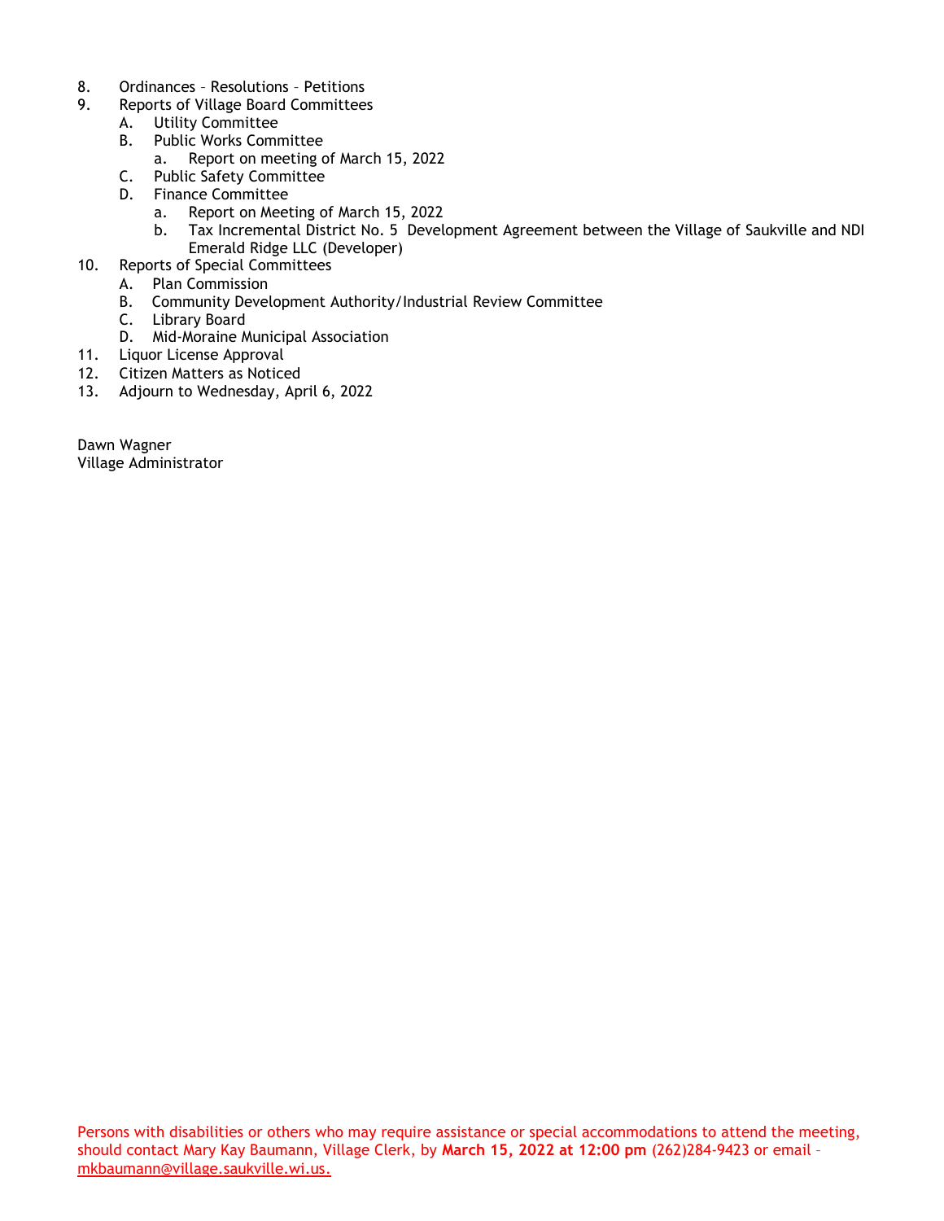8. Ordinances – Resolutions – Petitions
9. Reports of Village Board Committees
   - A. Utility Committee
   - B. Public Works Committee
     - a. Report on meeting of March 15, 2022
   - C. Public Safety Committee
   - D. Finance Committee
     - a. Report on Meeting of March 15, 2022
     - b. Tax Incremental District No. 5 Development Agreement between the Village of Saukville and NDI Emerald Ridge LLC (Developer)
10. Reports of Special Committees
    - A. Plan Commission
    - B. Community Development Authority/Industrial Review Committee
    - C. Library Board
    - D. Mid-Moraine Municipal Association
11. Liquor License Approval
12. Citizen Matters as Noticed
13. Adjourn to Wednesday, April 6, 2022

Dawn Wagner
Village Administrator

Persons with disabilities or others who may require assistance or special accommodations to attend the meeting, should contact Mary Kay Baumann, Village Clerk, by **March 15, 2022 at 12:00 pm** (262)284-9423 or email – mkbaumann@village.saukville.wi.us.